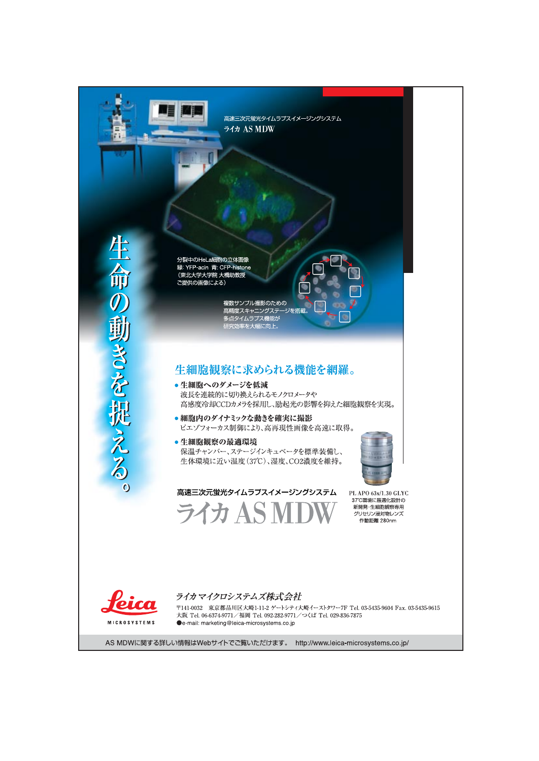高速三次元蛍光タイムラプスイメージングシステム
ライカ AS MDW

# 生命の動きを捉える。

分裂中のHeLa細胞の立体画像
緑: YFP-acin 青: CFP-histone
(東北大学大学院 大橋助教授
ご提供の画像による)

複数サンプル撮影のための
高精度スキャニングステージを搭載。
多点タイムラプス機能が
研究効率を大幅に向上。

## 生細胞観察に求められる機能を網羅。

- **生細胞へのダメージを低減**
  波長を連続的に切り換えられるモノクロメータや
  高感度冷却CCDカメラを採用し、励起光の影響を抑えた細胞観察を実現。
- **細胞内のダイナミックな動きを確実に撮影**
  ピエゾフォーカス制御により、高再現性画像を高速に取得。
- **生細胞観察の最適環境**
  保温チャンバー、ステージインキュベータを標準装備し、
  生体環境に近い温度(37℃)、湿度、$CO_2$濃度を維持。

PL APO 63x/1.30 GLYC
37℃環境に最適化設計の
新開発・生細胞観察専用
グリセリン浸対物レンズ
作動距離 280nm

高速三次元蛍光タイムラプスイメージングシステム
## ライカ AS MDW

Leica
MICROSYSTEMS

*ライカ マイクロシステムズ株式会社*
〒141-0032 東京都品川区大崎1-11-2 ゲートシティ大崎 イーストタワー7F Tel. 03-5435-9604 Fax. 03-5435-9615
大阪 Tel. 06-6374-9771/福岡 Tel. 092-282-9771/つくば Tel. 029-836-7875
●e-mail: marketing@leica-microsystems.co.jp

AS MDWに関する詳しい情報はWebサイトでご覧いただけます。 http://www.leica-microsystems.co.jp/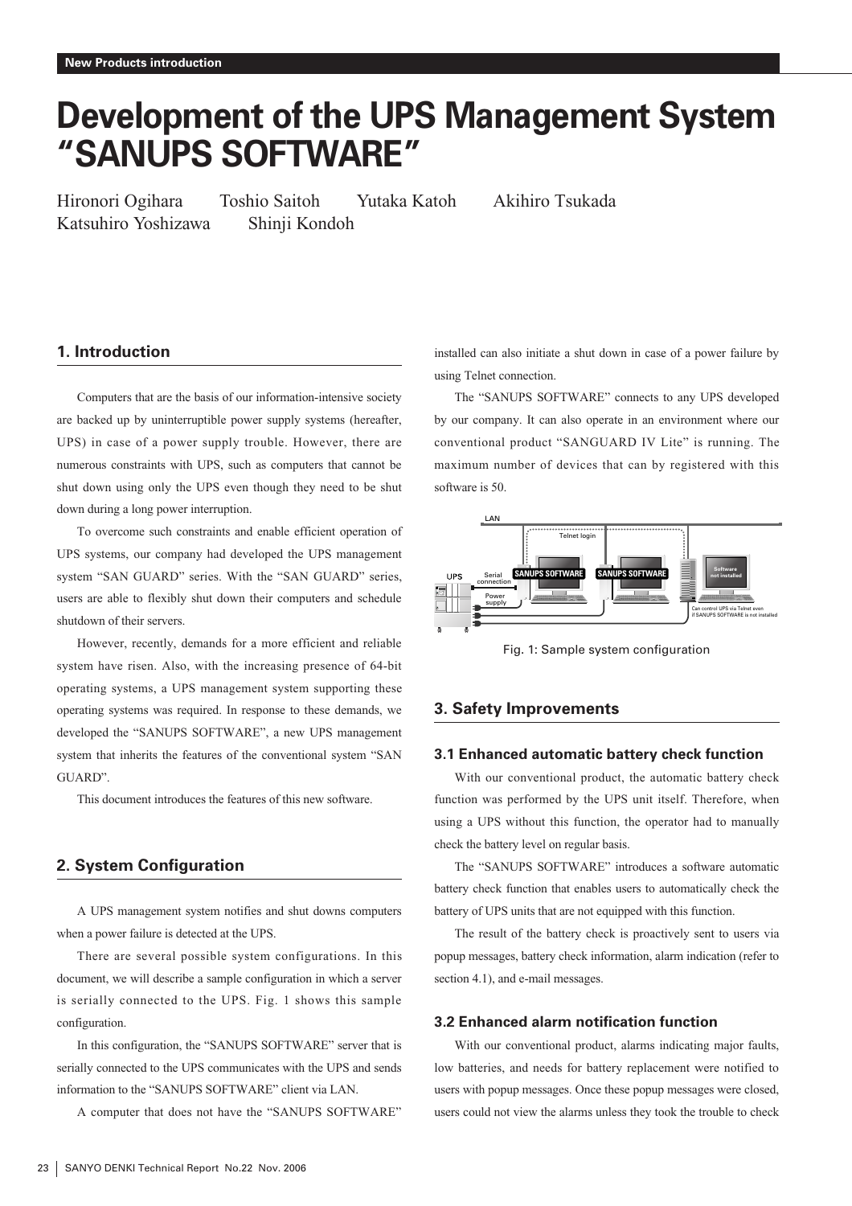New Products introduction

# Development of the UPS Management System "SANUPS SOFTWARE"

Hironori Ogihara  Toshio Saitoh  Yutaka Katoh  Akihiro Tsukada
Katsuhiro Yoshizawa  Shinji Kondoh

## 1. Introduction

Computers that are the basis of our information-intensive society are backed up by uninterruptible power supply systems (hereafter, UPS) in case of a power supply trouble. However, there are numerous constraints with UPS, such as computers that cannot be shut down using only the UPS even though they need to be shut down during a long power interruption.

To overcome such constraints and enable efficient operation of UPS systems, our company had developed the UPS management system "SAN GUARD" series. With the "SAN GUARD" series, users are able to flexibly shut down their computers and schedule shutdown of their servers.

However, recently, demands for a more efficient and reliable system have risen. Also, with the increasing presence of 64-bit operating systems, a UPS management system supporting these operating systems was required. In response to these demands, we developed the "SANUPS SOFTWARE", a new UPS management system that inherits the features of the conventional system "SAN GUARD".

This document introduces the features of this new software.

## 2. System Configuration

A UPS management system notifies and shut downs computers when a power failure is detected at the UPS.

There are several possible system configurations. In this document, we will describe a sample configuration in which a server is serially connected to the UPS. Fig. 1 shows this sample configuration.

In this configuration, the "SANUPS SOFTWARE" server that is serially connected to the UPS communicates with the UPS and sends information to the "SANUPS SOFTWARE" client via LAN.

A computer that does not have the "SANUPS SOFTWARE" installed can also initiate a shut down in case of a power failure by using Telnet connection.

The "SANUPS SOFTWARE" connects to any UPS developed by our company. It can also operate in an environment where our conventional product "SANGUARD IV Lite" is running. The maximum number of devices that can by registered with this software is 50.

Fig. 1: Sample system configuration

## 3. Safety Improvements

### 3.1 Enhanced automatic battery check function

With our conventional product, the automatic battery check function was performed by the UPS unit itself. Therefore, when using a UPS without this function, the operator had to manually check the battery level on regular basis.

The "SANUPS SOFTWARE" introduces a software automatic battery check function that enables users to automatically check the battery of UPS units that are not equipped with this function.

The result of the battery check is proactively sent to users via popup messages, battery check information, alarm indication (refer to section 4.1), and e-mail messages.

### 3.2 Enhanced alarm notification function

With our conventional product, alarms indicating major faults, low batteries, and needs for battery replacement were notified to users with popup messages. Once these popup messages were closed, users could not view the alarms unless they took the trouble to check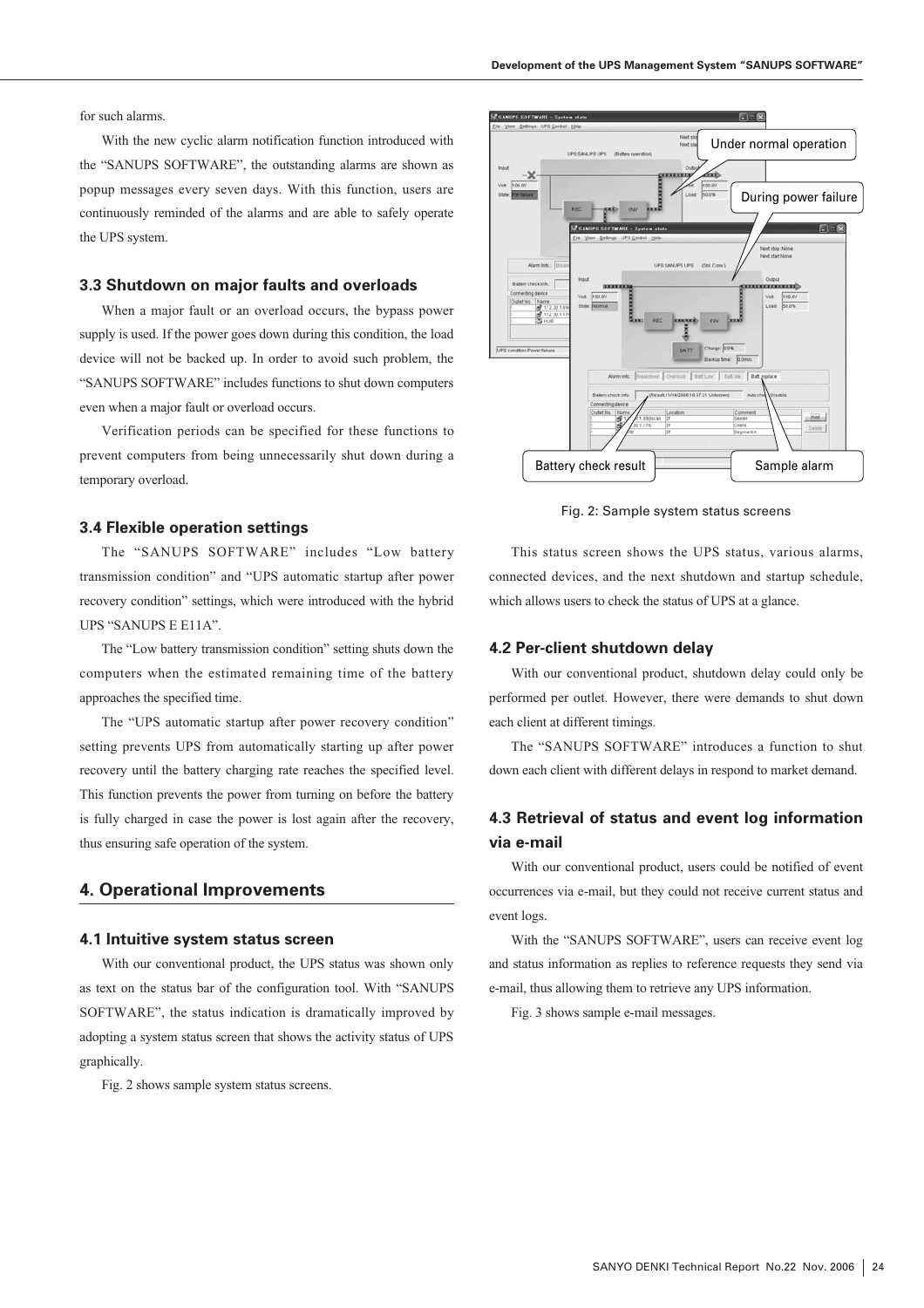for such alarms.

With the new cyclic alarm notification function introduced with the "SANUPS SOFTWARE", the outstanding alarms are shown as popup messages every seven days. With this function, users are continuously reminded of the alarms and are able to safely operate the UPS system.

### 3.3 Shutdown on major faults and overloads

When a major fault or an overload occurs, the bypass power supply is used. If the power goes down during this condition, the load device will not be backed up. In order to avoid such problem, the "SANUPS SOFTWARE" includes functions to shut down computers even when a major fault or overload occurs.

Verification periods can be specified for these functions to prevent computers from being unnecessarily shut down during a temporary overload.

### 3.4 Flexible operation settings

The "SANUPS SOFTWARE" includes "Low battery transmission condition" and "UPS automatic startup after power recovery condition" settings, which were introduced with the hybrid UPS "SANUPS E E11A".

The "Low battery transmission condition" setting shuts down the computers when the estimated remaining time of the battery approaches the specified time.

The "UPS automatic startup after power recovery condition" setting prevents UPS from automatically starting up after power recovery until the battery charging rate reaches the specified level. This function prevents the power from turning on before the battery is fully charged in case the power is lost again after the recovery, thus ensuring safe operation of the system.

## 4. Operational Improvements

### 4.1 Intuitive system status screen

With our conventional product, the UPS status was shown only as text on the status bar of the configuration tool. With "SANUPS SOFTWARE", the status indication is dramatically improved by adopting a system status screen that shows the activity status of UPS graphically.

Fig. 2 shows sample system status screens.

Under normal operation

During power failure

Battery check result

Sample alarm

Fig. 2: Sample system status screens

This status screen shows the UPS status, various alarms, connected devices, and the next shutdown and startup schedule, which allows users to check the status of UPS at a glance.

### 4.2 Per-client shutdown delay

With our conventional product, shutdown delay could only be performed per outlet. However, there were demands to shut down each client at different timings.

The "SANUPS SOFTWARE" introduces a function to shut down each client with different delays in respond to market demand.

### 4.3 Retrieval of status and event log information via e-mail

With our conventional product, users could be notified of event occurrences via e-mail, but they could not receive current status and event logs.

With the "SANUPS SOFTWARE", users can receive event log and status information as replies to reference requests they send via e-mail, thus allowing them to retrieve any UPS information.

Fig. 3 shows sample e-mail messages.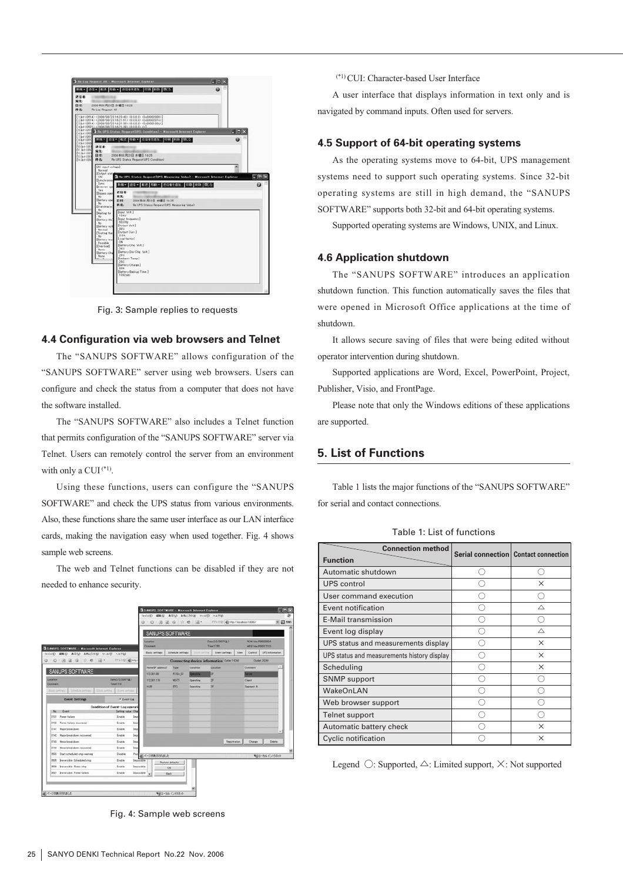Fig. 3: Sample replies to requests

### 4.4 Configuration via web browsers and Telnet

The "SANUPS SOFTWARE" allows configuration of the "SANUPS SOFTWARE" server using web browsers. Users can configure and check the status from a computer that does not have the software installed.

The "SANUPS SOFTWARE" also includes a Telnet function that permits configuration of the "SANUPS SOFTWARE" server via Telnet. Users can remotely control the server from an environment with only a CUI (*1).

Using these functions, users can configure the "SANUPS SOFTWARE" and check the UPS status from various environments. Also, these functions share the same user interface as our LAN interface cards, making the navigation easy when used together. Fig. 4 shows sample web screens.

The web and Telnet functions can be disabled if they are not needed to enhance security.

Fig. 4: Sample web screens

(*1) CUI: Character-based User Interface

A user interface that displays information in text only and is navigated by command inputs. Often used for servers.

### 4.5 Support of 64-bit operating systems

As the operating systems move to 64-bit, UPS management systems need to support such operating systems. Since 32-bit operating systems are still in high demand, the "SANUPS SOFTWARE" supports both 32-bit and 64-bit operating systems.

Supported operating systems are Windows, UNIX, and Linux.

### 4.6 Application shutdown

The "SANUPS SOFTWARE" introduces an application shutdown function. This function automatically saves the files that were opened in Microsoft Office applications at the time of shutdown.

It allows secure saving of files that were being edited without operator intervention during shutdown.

Supported applications are Word, Excel, PowerPoint, Project, Publisher, Visio, and FrontPage.

Please note that only the Windows editions of these applications are supported.

## 5. List of Functions

Table 1 lists the major functions of the "SANUPS SOFTWARE" for serial and contact connections.

Table 1: List of functions

| Function \ Connection method | Serial connection | Contact connection |
|---|---|---|
| Automatic shutdown | ○ | ○ |
| UPS control | ○ | × |
| User command execution | ○ | ○ |
| Event notification | ○ | △ |
| E-Mail transmission | ○ | ○ |
| Event log display | ○ | △ |
| UPS status and measurements display | ○ | × |
| UPS status and measurements history display | ○ | × |
| Scheduling | ○ | × |
| SNMP support | ○ | ○ |
| WakeOnLAN | ○ | ○ |
| Web browser support | ○ | ○ |
| Telnet support | ○ | ○ |
| Automatic battery check | ○ | × |
| Cyclic notification | ○ | × |

Legend ○: Supported, △: Limited support, ×: Not supported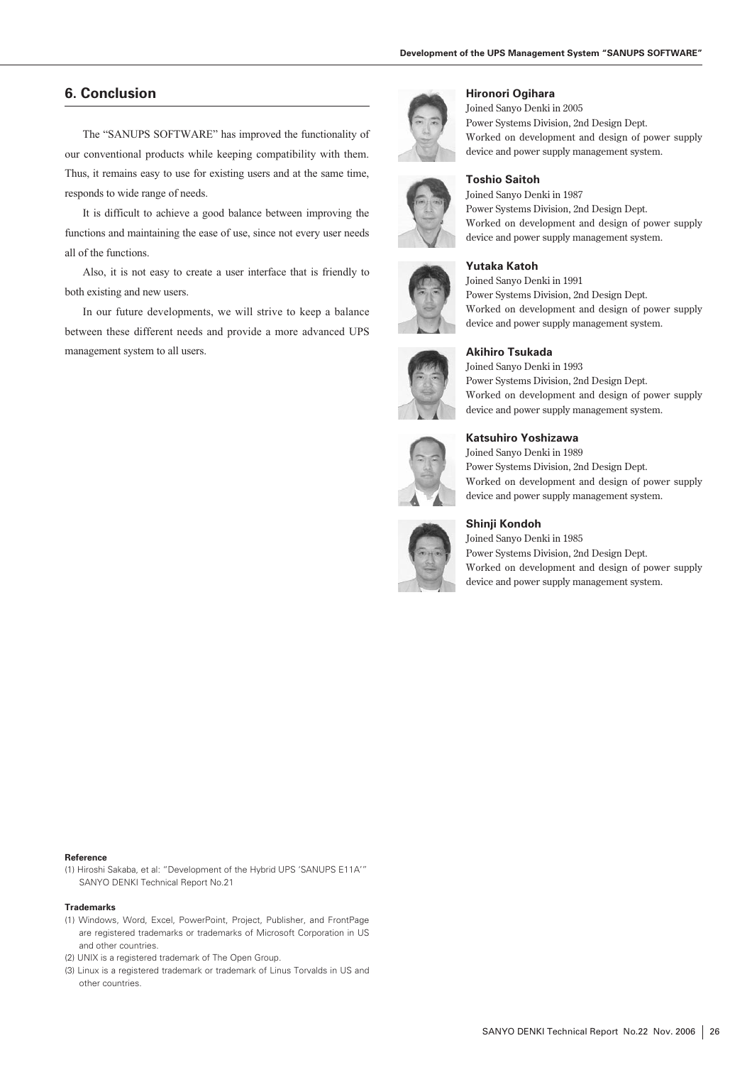## 6. Conclusion

The "SANUPS SOFTWARE" has improved the functionality of our conventional products while keeping compatibility with them. Thus, it remains easy to use for existing users and at the same time, responds to wide range of needs.

It is difficult to achieve a good balance between improving the functions and maintaining the ease of use, since not every user needs all of the functions.

Also, it is not easy to create a user interface that is friendly to both existing and new users.

In our future developments, we will strive to keep a balance between these different needs and provide a more advanced UPS management system to all users.

**Hironori Ogihara**
Joined Sanyo Denki in 2005
Power Systems Division, 2nd Design Dept.
Worked on development and design of power supply device and power supply management system.

**Toshio Saitoh**
Joined Sanyo Denki in 1987
Power Systems Division, 2nd Design Dept.
Worked on development and design of power supply device and power supply management system.

**Yutaka Katoh**
Joined Sanyo Denki in 1991
Power Systems Division, 2nd Design Dept.
Worked on development and design of power supply device and power supply management system.

**Akihiro Tsukada**
Joined Sanyo Denki in 1993
Power Systems Division, 2nd Design Dept.
Worked on development and design of power supply device and power supply management system.

**Katsuhiro Yoshizawa**
Joined Sanyo Denki in 1989
Power Systems Division, 2nd Design Dept.
Worked on development and design of power supply device and power supply management system.

**Shinji Kondoh**
Joined Sanyo Denki in 1985
Power Systems Division, 2nd Design Dept.
Worked on development and design of power supply device and power supply management system.

**Reference**

(1) Hiroshi Sakaba, et al: "Development of the Hybrid UPS 'SANUPS E11A'" SANYO DENKI Technical Report No.21

**Trademarks**

(1) Windows, Word, Excel, PowerPoint, Project, Publisher, and FrontPage are registered trademarks or trademarks of Microsoft Corporation in US and other countries.
(2) UNIX is a registered trademark of The Open Group.
(3) Linux is a registered trademark or trademark of Linus Torvalds in US and other countries.